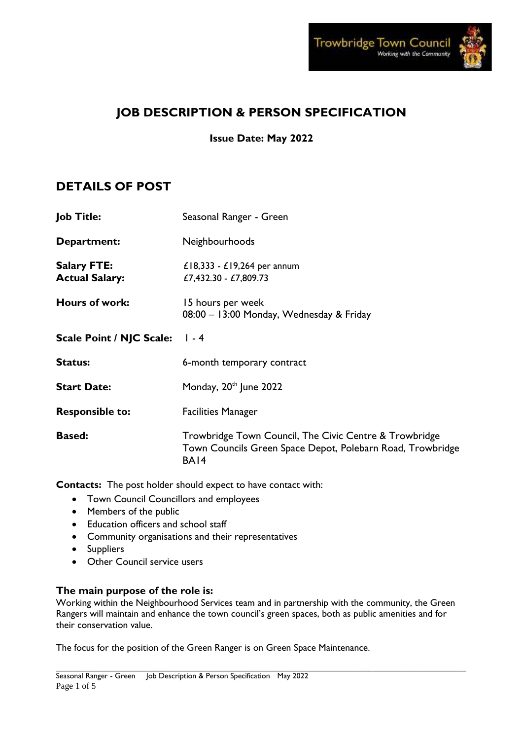# JOB DESCRIPTION & PERSON SPECIFICATION

**Issue Date: May 2022**

## DETAILS OF POST

| | |
|---|---|
| **Job Title:** | Seasonal Ranger - Green |
| **Department:** | Neighbourhoods |
| **Salary FTE:**<br>**Actual Salary:** | £18,333 - £19,264 per annum<br>£7,432.30 - £7,809.73 |
| **Hours of work:** | 15 hours per week<br>08:00 – 13:00 Monday, Wednesday & Friday |
| **Scale Point / NJC Scale:** | 1 - 4 |
| **Status:** | 6-month temporary contract |
| **Start Date:** | Monday, 20th June 2022 |
| **Responsible to:** | Facilities Manager |
| **Based:** | Trowbridge Town Council, The Civic Centre & Trowbridge Town Councils Green Space Depot, Polebarn Road, Trowbridge BA14 |

**Contacts:** The post holder should expect to have contact with:

- Town Council Councillors and employees
- Members of the public
- Education officers and school staff
- Community organisations and their representatives
- Suppliers
- Other Council service users

### The main purpose of the role is:

Working within the Neighbourhood Services team and in partnership with the community, the Green Rangers will maintain and enhance the town council's green spaces, both as public amenities and for their conservation value.

The focus for the position of the Green Ranger is on Green Space Maintenance.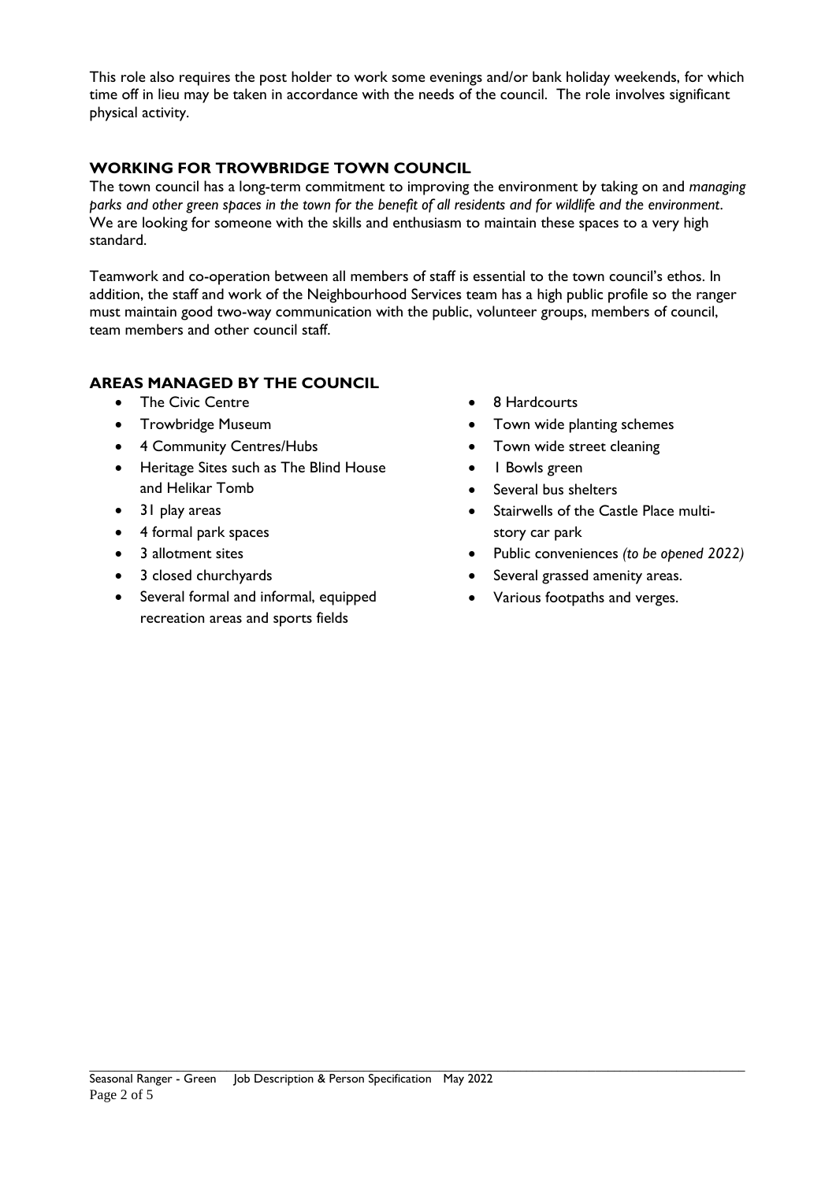This role also requires the post holder to work some evenings and/or bank holiday weekends, for which time off in lieu may be taken in accordance with the needs of the council. The role involves significant physical activity.

## WORKING FOR TROWBRIDGE TOWN COUNCIL

The town council has a long-term commitment to improving the environment by taking on and *managing parks and other green spaces in the town for the benefit of all residents and for wildlife and the environment*. We are looking for someone with the skills and enthusiasm to maintain these spaces to a very high standard.

Teamwork and co-operation between all members of staff is essential to the town council's ethos. In addition, the staff and work of the Neighbourhood Services team has a high public profile so the ranger must maintain good two-way communication with the public, volunteer groups, members of council, team members and other council staff.

## AREAS MANAGED BY THE COUNCIL

- The Civic Centre
- Trowbridge Museum
- 4 Community Centres/Hubs
- Heritage Sites such as The Blind House and Helikar Tomb
- 31 play areas
- 4 formal park spaces
- 3 allotment sites
- 3 closed churchyards
- Several formal and informal, equipped recreation areas and sports fields
- 8 Hardcourts
- Town wide planting schemes
- Town wide street cleaning
- 1 Bowls green
- Several bus shelters
- Stairwells of the Castle Place multi-story car park
- Public conveniences *(to be opened 2022)*
- Several grassed amenity areas.
- Various footpaths and verges.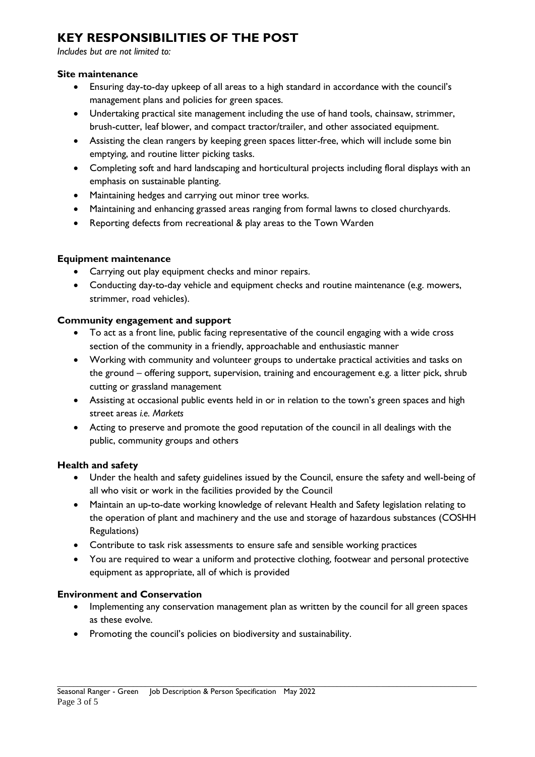# KEY RESPONSIBILITIES OF THE POST

*Includes but are not limited to:*

**Site maintenance**

- Ensuring day-to-day upkeep of all areas to a high standard in accordance with the council's management plans and policies for green spaces.
- Undertaking practical site management including the use of hand tools, chainsaw, strimmer, brush-cutter, leaf blower, and compact tractor/trailer, and other associated equipment.
- Assisting the clean rangers by keeping green spaces litter-free, which will include some bin emptying, and routine litter picking tasks.
- Completing soft and hard landscaping and horticultural projects including floral displays with an emphasis on sustainable planting.
- Maintaining hedges and carrying out minor tree works.
- Maintaining and enhancing grassed areas ranging from formal lawns to closed churchyards.
- Reporting defects from recreational & play areas to the Town Warden

**Equipment maintenance**

- Carrying out play equipment checks and minor repairs.
- Conducting day-to-day vehicle and equipment checks and routine maintenance (e.g. mowers, strimmer, road vehicles).

**Community engagement and support**

- To act as a front line, public facing representative of the council engaging with a wide cross section of the community in a friendly, approachable and enthusiastic manner
- Working with community and volunteer groups to undertake practical activities and tasks on the ground – offering support, supervision, training and encouragement e.g. a litter pick, shrub cutting or grassland management
- Assisting at occasional public events held in or in relation to the town's green spaces and high street areas *i.e. Markets*
- Acting to preserve and promote the good reputation of the council in all dealings with the public, community groups and others

**Health and safety**

- Under the health and safety guidelines issued by the Council, ensure the safety and well-being of all who visit or work in the facilities provided by the Council
- Maintain an up-to-date working knowledge of relevant Health and Safety legislation relating to the operation of plant and machinery and the use and storage of hazardous substances (COSHH Regulations)
- Contribute to task risk assessments to ensure safe and sensible working practices
- You are required to wear a uniform and protective clothing, footwear and personal protective equipment as appropriate, all of which is provided

**Environment and Conservation**

- Implementing any conservation management plan as written by the council for all green spaces as these evolve.
- Promoting the council's policies on biodiversity and sustainability.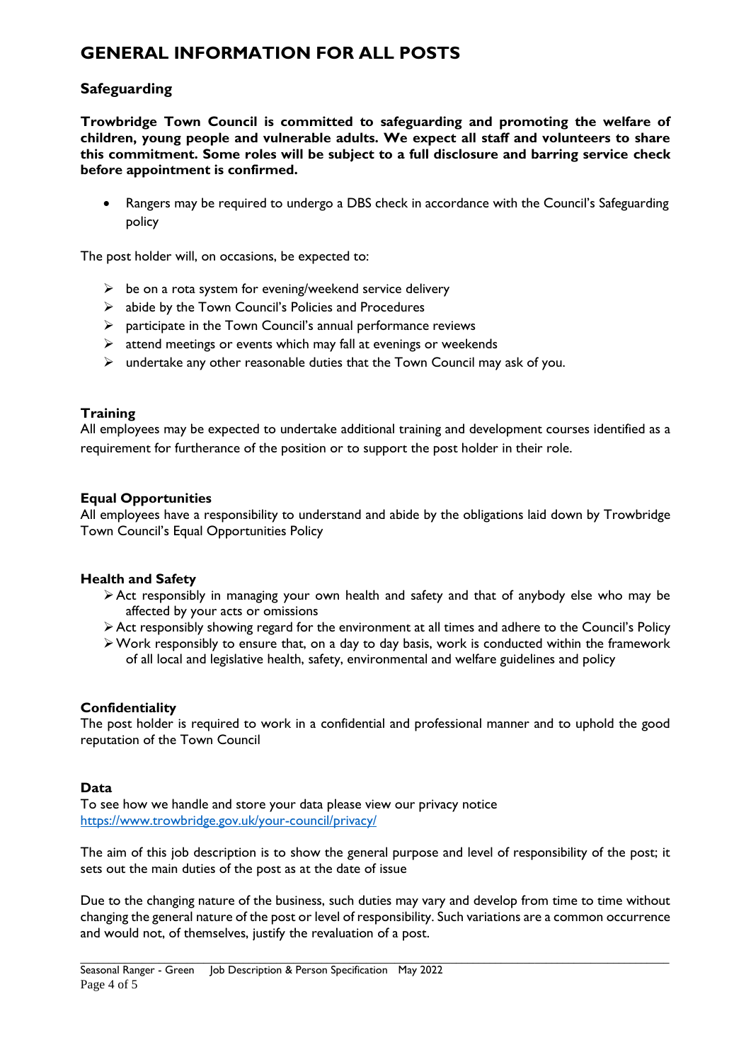# GENERAL INFORMATION FOR ALL POSTS

## Safeguarding

**Trowbridge Town Council is committed to safeguarding and promoting the welfare of children, young people and vulnerable adults. We expect all staff and volunteers to share this commitment. Some roles will be subject to a full disclosure and barring service check before appointment is confirmed.**

- Rangers may be required to undergo a DBS check in accordance with the Council's Safeguarding policy

The post holder will, on occasions, be expected to:

- be on a rota system for evening/weekend service delivery
- abide by the Town Council's Policies and Procedures
- participate in the Town Council's annual performance reviews
- attend meetings or events which may fall at evenings or weekends
- undertake any other reasonable duties that the Town Council may ask of you.

**Training**
All employees may be expected to undertake additional training and development courses identified as a requirement for furtherance of the position or to support the post holder in their role.

**Equal Opportunities**
All employees have a responsibility to understand and abide by the obligations laid down by Trowbridge Town Council's Equal Opportunities Policy

**Health and Safety**

- Act responsibly in managing your own health and safety and that of anybody else who may be affected by your acts or omissions
- Act responsibly showing regard for the environment at all times and adhere to the Council's Policy
- Work responsibly to ensure that, on a day to day basis, work is conducted within the framework of all local and legislative health, safety, environmental and welfare guidelines and policy

**Confidentiality**
The post holder is required to work in a confidential and professional manner and to uphold the good reputation of the Town Council

**Data**
To see how we handle and store your data please view our privacy notice
https://www.trowbridge.gov.uk/your-council/privacy/

The aim of this job description is to show the general purpose and level of responsibility of the post; it sets out the main duties of the post as at the date of issue

Due to the changing nature of the business, such duties may vary and develop from time to time without changing the general nature of the post or level of responsibility. Such variations are a common occurrence and would not, of themselves, justify the revaluation of a post.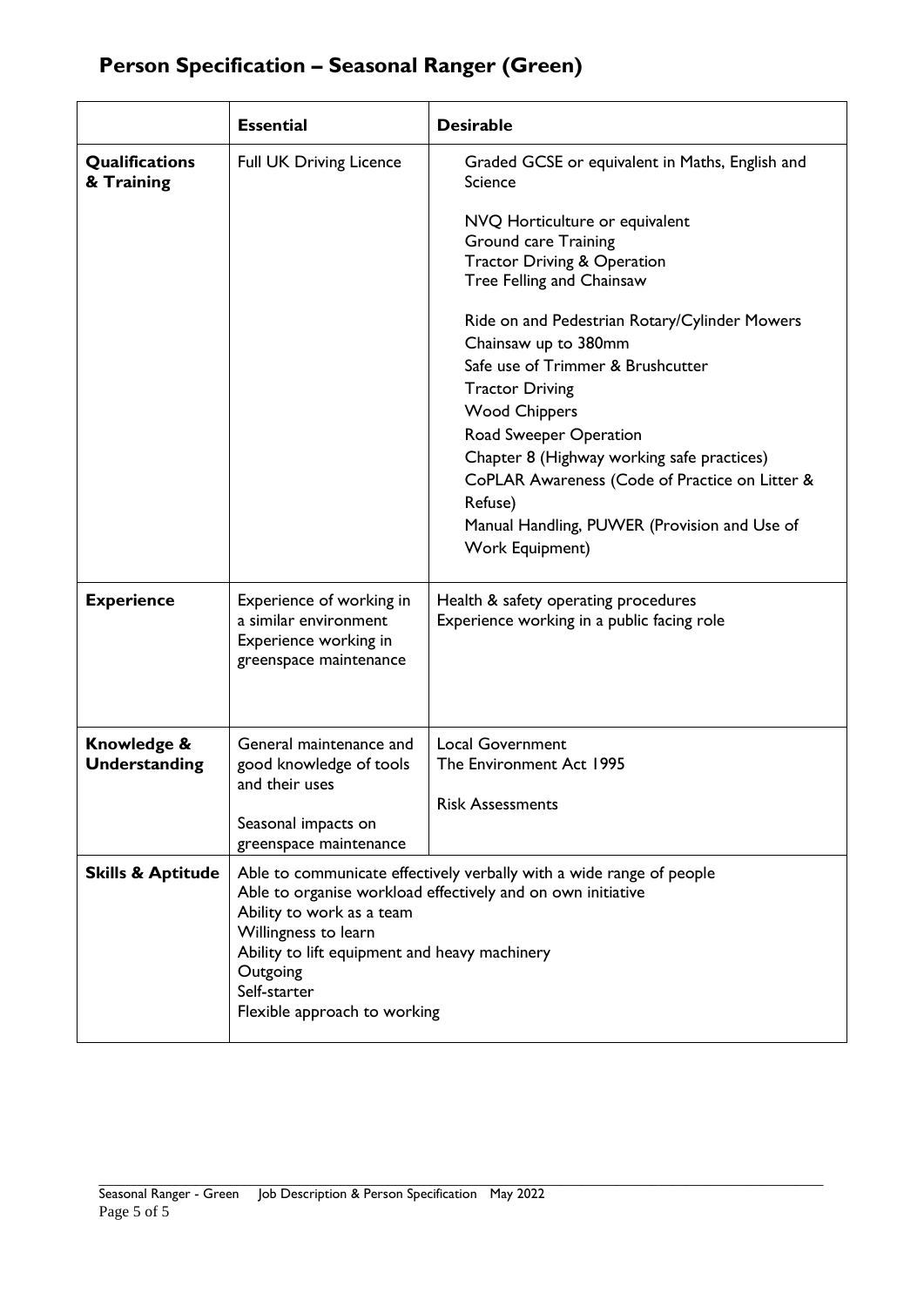## Person Specification – Seasonal Ranger (Green)

| | Essential | Desirable |
|---|---|---|
| **Qualifications & Training** | Full UK Driving Licence | Graded GCSE or equivalent in Maths, English and Science<br><br>NVQ Horticulture or equivalent<br>Ground care Training<br>Tractor Driving & Operation<br>Tree Felling and Chainsaw<br><br>Ride on and Pedestrian Rotary/Cylinder Mowers<br>Chainsaw up to 380mm<br>Safe use of Trimmer & Brushcutter<br>Tractor Driving<br>Wood Chippers<br>Road Sweeper Operation<br>Chapter 8 (Highway working safe practices)<br>CoPLAR Awareness (Code of Practice on Litter & Refuse)<br>Manual Handling, PUWER (Provision and Use of Work Equipment) |
| **Experience** | Experience of working in a similar environment<br>Experience working in greenspace maintenance | Health & safety operating procedures<br>Experience working in a public facing role |
| **Knowledge & Understanding** | General maintenance and good knowledge of tools and their uses<br><br>Seasonal impacts on greenspace maintenance | Local Government<br>The Environment Act 1995<br><br>Risk Assessments |
| **Skills & Aptitude** | Able to communicate effectively verbally with a wide range of people<br>Able to organise workload effectively and on own initiative<br>Ability to work as a team<br>Willingness to learn<br>Ability to lift equipment and heavy machinery<br>Outgoing<br>Self-starter<br>Flexible approach to working | |